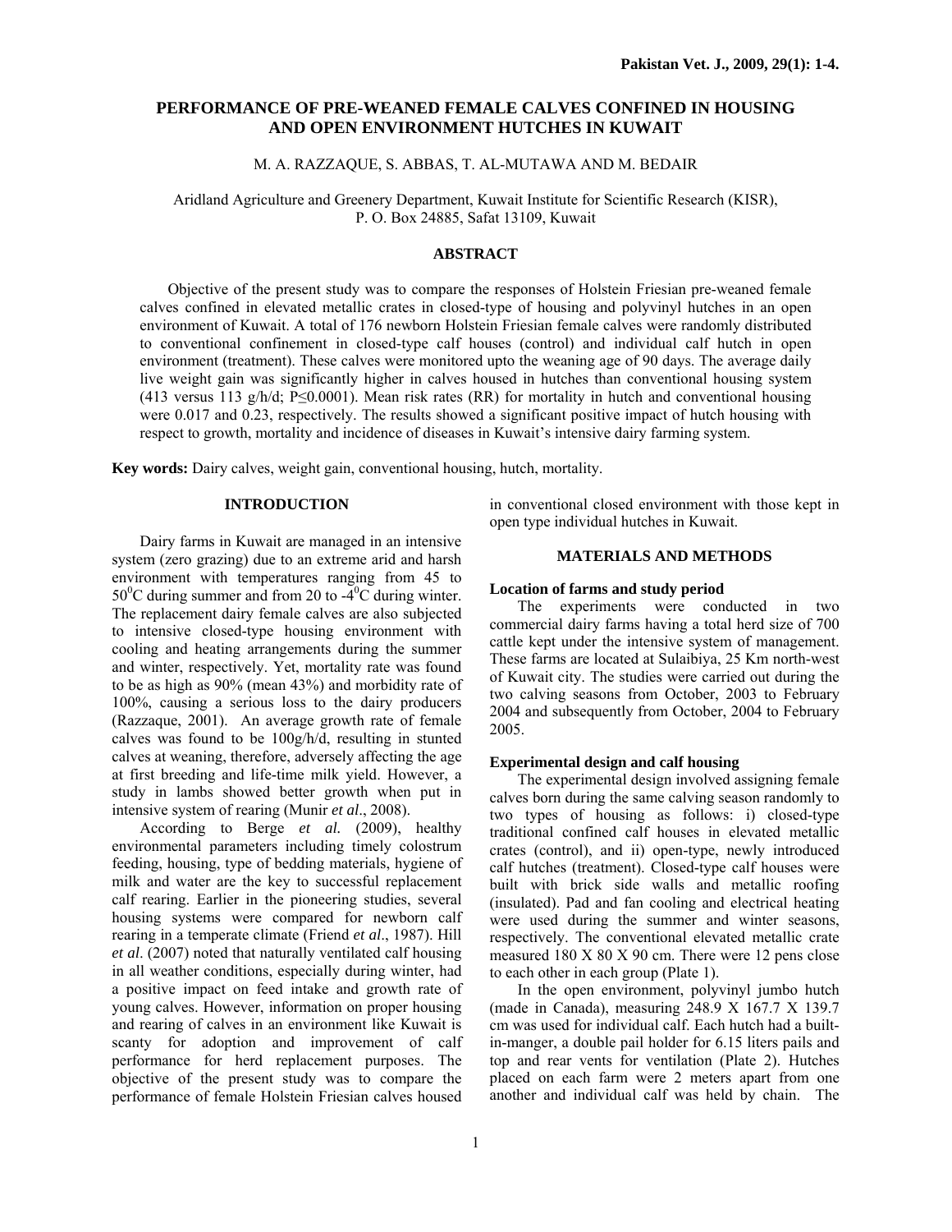# PERFORMANCE OF PRE-WEANED FEMALE CALVES CONFINED IN HOUSING AND OPEN ENVIRONMENT HUTCHES IN KUWAIT

M. A. RAZZAQUE, S. ABBAS, T. AL-MUTAWA AND M. BEDAIR

Aridland Agriculture and Greenery Department, Kuwait Institute for Scientific Research (KISR), P. O. Box 24885, Safat 13109, Kuwait

## ABSTRACT

Objective of the present study was to compare the responses of Holstein Friesian pre-weaned female calves confined in elevated metallic crates in closed-type of housing and polyvinyl hutches in an open environment of Kuwait. A total of 176 newborn Holstein Friesian female calves were randomly distributed to conventional confinement in closed-type calf houses (control) and individual calf hutch in open environment (treatment). These calves were monitored upto the weaning age of 90 days. The average daily live weight gain was significantly higher in calves housed in hutches than conventional housing system (413 versus 113 g/h/d; P≤0.0001). Mean risk rates (RR) for mortality in hutch and conventional housing were 0.017 and 0.23, respectively. The results showed a significant positive impact of hutch housing with respect to growth, mortality and incidence of diseases in Kuwait's intensive dairy farming system.

**Key words:** Dairy calves, weight gain, conventional housing, hutch, mortality.

## INTRODUCTION

Dairy farms in Kuwait are managed in an intensive system (zero grazing) due to an extreme arid and harsh environment with temperatures ranging from 45 to 50$^0$C during summer and from 20 to -4$^0$C during winter. The replacement dairy female calves are also subjected to intensive closed-type housing environment with cooling and heating arrangements during the summer and winter, respectively. Yet, mortality rate was found to be as high as 90% (mean 43%) and morbidity rate of 100%, causing a serious loss to the dairy producers (Razzaque, 2001). An average growth rate of female calves was found to be 100g/h/d, resulting in stunted calves at weaning, therefore, adversely affecting the age at first breeding and life-time milk yield. However, a study in lambs showed better growth when put in intensive system of rearing (Munir *et al*., 2008).

According to Berge *et al.* (2009), healthy environmental parameters including timely colostrum feeding, housing, type of bedding materials, hygiene of milk and water are the key to successful replacement calf rearing. Earlier in the pioneering studies, several housing systems were compared for newborn calf rearing in a temperate climate (Friend *et al*., 1987). Hill *et al*. (2007) noted that naturally ventilated calf housing in all weather conditions, especially during winter, had a positive impact on feed intake and growth rate of young calves. However, information on proper housing and rearing of calves in an environment like Kuwait is scanty for adoption and improvement of calf performance for herd replacement purposes. The objective of the present study was to compare the performance of female Holstein Friesian calves housed in conventional closed environment with those kept in open type individual hutches in Kuwait.

## MATERIALS AND METHODS

### Location of farms and study period

The experiments were conducted in two commercial dairy farms having a total herd size of 700 cattle kept under the intensive system of management. These farms are located at Sulaibiya, 25 Km north-west of Kuwait city. The studies were carried out during the two calving seasons from October, 2003 to February 2004 and subsequently from October, 2004 to February 2005.

### Experimental design and calf housing

The experimental design involved assigning female calves born during the same calving season randomly to two types of housing as follows: i) closed-type traditional confined calf houses in elevated metallic crates (control), and ii) open-type, newly introduced calf hutches (treatment). Closed-type calf houses were built with brick side walls and metallic roofing (insulated). Pad and fan cooling and electrical heating were used during the summer and winter seasons, respectively. The conventional elevated metallic crate measured 180 X 80 X 90 cm. There were 12 pens close to each other in each group (Plate 1).

In the open environment, polyvinyl jumbo hutch (made in Canada), measuring 248.9 X 167.7 X 139.7 cm was used for individual calf. Each hutch had a built-in-manger, a double pail holder for 6.15 liters pails and top and rear vents for ventilation (Plate 2). Hutches placed on each farm were 2 meters apart from one another and individual calf was held by chain. The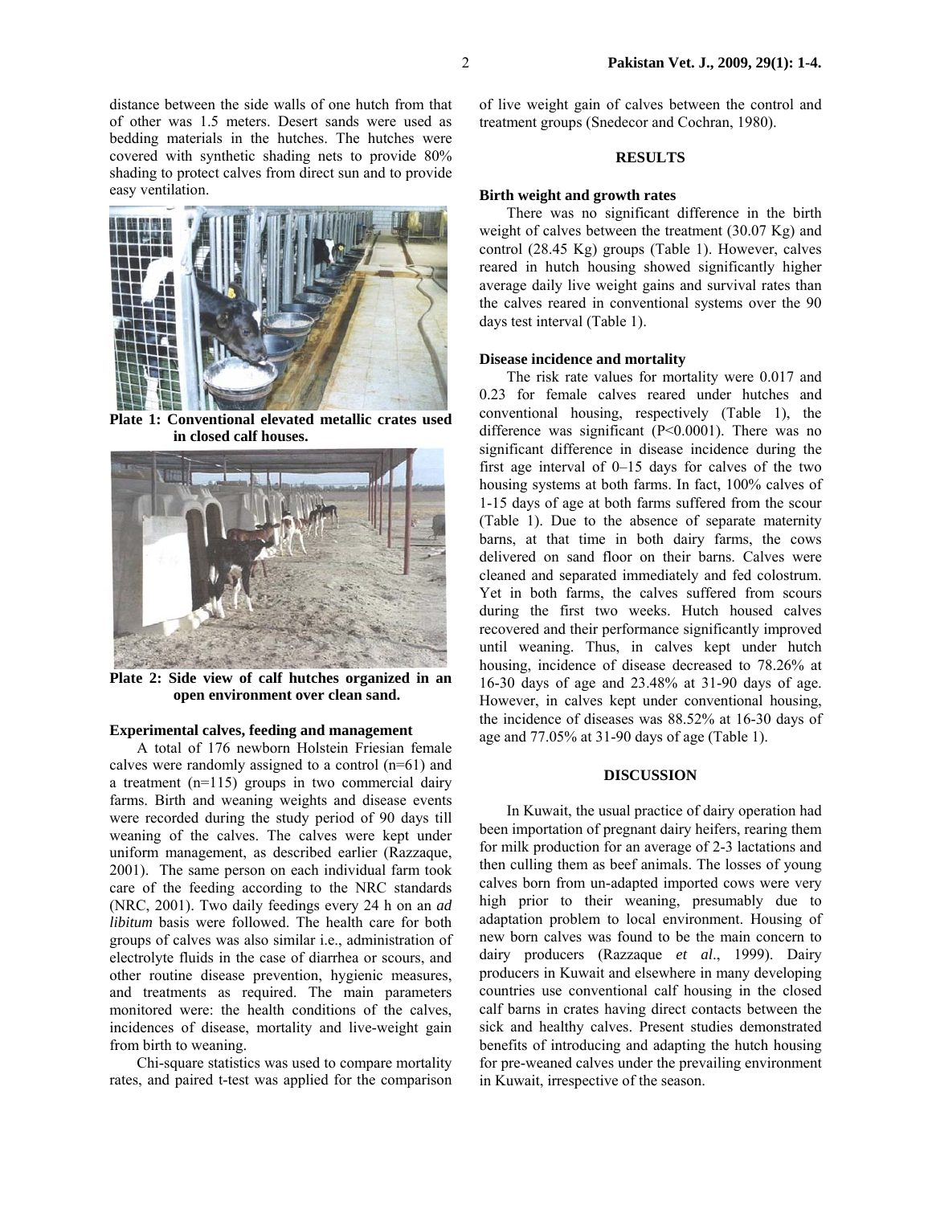distance between the side walls of one hutch from that of other was 1.5 meters. Desert sands were used as bedding materials in the hutches. The hutches were covered with synthetic shading nets to provide 80% shading to protect calves from direct sun and to provide easy ventilation.

**Plate 1: Conventional elevated metallic crates used in closed calf houses.**

**Plate 2: Side view of calf hutches organized in an open environment over clean sand.**

### Experimental calves, feeding and management

A total of 176 newborn Holstein Friesian female calves were randomly assigned to a control (n=61) and a treatment (n=115) groups in two commercial dairy farms. Birth and weaning weights and disease events were recorded during the study period of 90 days till weaning of the calves. The calves were kept under uniform management, as described earlier (Razzaque, 2001). The same person on each individual farm took care of the feeding according to the NRC standards (NRC, 2001). Two daily feedings every 24 h on an *ad libitum* basis were followed. The health care for both groups of calves was also similar i.e., administration of electrolyte fluids in the case of diarrhea or scours, and other routine disease prevention, hygienic measures, and treatments as required. The main parameters monitored were: the health conditions of the calves, incidences of disease, mortality and live-weight gain from birth to weaning.

Chi-square statistics was used to compare mortality rates, and paired t-test was applied for the comparison of live weight gain of calves between the control and treatment groups (Snedecor and Cochran, 1980).

## RESULTS

### Birth weight and growth rates

There was no significant difference in the birth weight of calves between the treatment (30.07 Kg) and control (28.45 Kg) groups (Table 1). However, calves reared in hutch housing showed significantly higher average daily live weight gains and survival rates than the calves reared in conventional systems over the 90 days test interval (Table 1).

### Disease incidence and mortality

The risk rate values for mortality were 0.017 and 0.23 for female calves reared under hutches and conventional housing, respectively (Table 1), the difference was significant ($P<0.0001$). There was no significant difference in disease incidence during the first age interval of 0–15 days for calves of the two housing systems at both farms. In fact, 100% calves of 1-15 days of age at both farms suffered from the scour (Table 1). Due to the absence of separate maternity barns, at that time in both dairy farms, the cows delivered on sand floor on their barns. Calves were cleaned and separated immediately and fed colostrum. Yet in both farms, the calves suffered from scours during the first two weeks. Hutch housed calves recovered and their performance significantly improved until weaning. Thus, in calves kept under hutch housing, incidence of disease decreased to 78.26% at 16-30 days of age and 23.48% at 31-90 days of age. However, in calves kept under conventional housing, the incidence of diseases was 88.52% at 16-30 days of age and 77.05% at 31-90 days of age (Table 1).

## DISCUSSION

In Kuwait, the usual practice of dairy operation had been importation of pregnant dairy heifers, rearing them for milk production for an average of 2-3 lactations and then culling them as beef animals. The losses of young calves born from un-adapted imported cows were very high prior to their weaning, presumably due to adaptation problem to local environment. Housing of new born calves was found to be the main concern to dairy producers (Razzaque *et al*., 1999). Dairy producers in Kuwait and elsewhere in many developing countries use conventional calf housing in the closed calf barns in crates having direct contacts between the sick and healthy calves. Present studies demonstrated benefits of introducing and adapting the hutch housing for pre-weaned calves under the prevailing environment in Kuwait, irrespective of the season.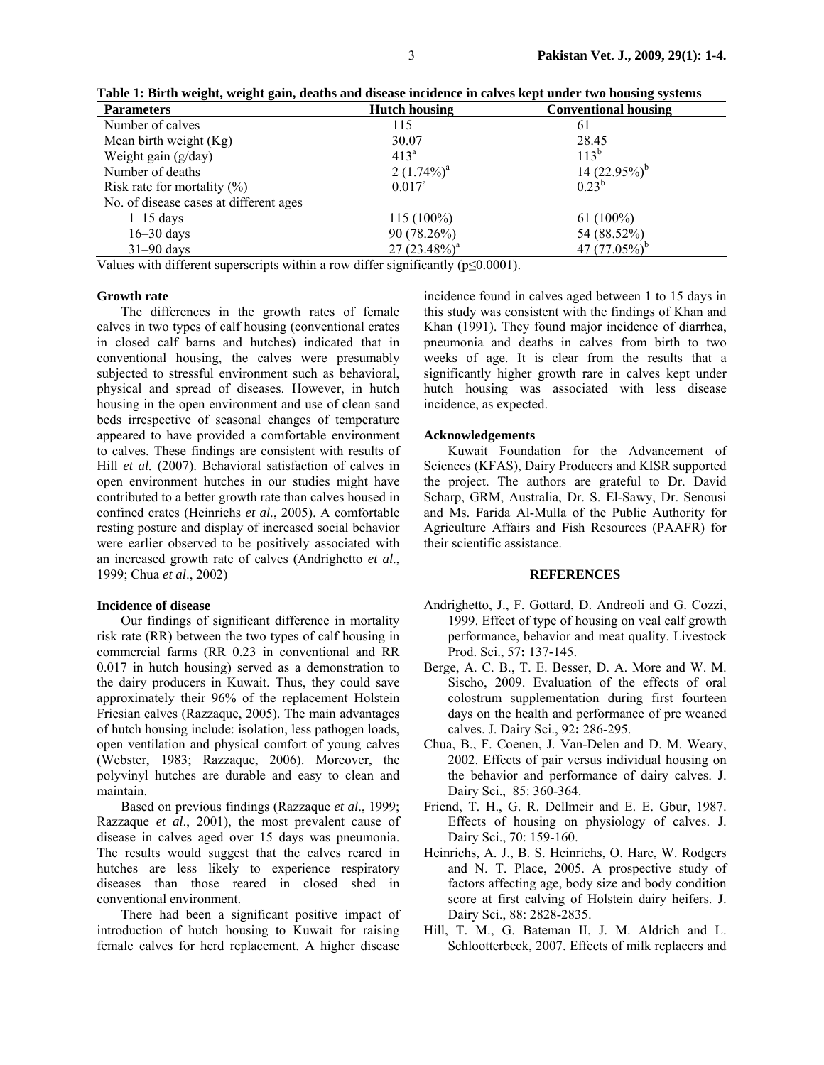**Table 1: Birth weight, weight gain, deaths and disease incidence in calves kept under two housing systems**

| Parameters | Hutch housing | Conventional housing |
|---|---|---|
| Number of calves | 115 | 61 |
| Mean birth weight (Kg) | 30.07 | 28.45 |
| Weight gain (g/day) | 413[a] | 113[b] |
| Number of deaths | 2 (1.74%)[a] | 14 (22.95%)[b] |
| Risk rate for mortality (%) | 0.017[a] | 0.23[b] |
| No. of disease cases at different ages | | |
| 1–15 days | 115 (100%) | 61 (100%) |
| 16–30 days | 90 (78.26%) | 54 (88.52%) |
| 31–90 days | 27 (23.48%)[a] | 47 (77.05%)[b] |

Values with different superscripts within a row differ significantly ($p \leq 0.0001$).

### Growth rate

The differences in the growth rates of female calves in two types of calf housing (conventional crates in closed calf barns and hutches) indicated that in conventional housing, the calves were presumably subjected to stressful environment such as behavioral, physical and spread of diseases. However, in hutch housing in the open environment and use of clean sand beds irrespective of seasonal changes of temperature appeared to have provided a comfortable environment to calves. These findings are consistent with results of Hill *et al.* (2007). Behavioral satisfaction of calves in open environment hutches in our studies might have contributed to a better growth rate than calves housed in confined crates (Heinrichs *et al.*, 2005). A comfortable resting posture and display of increased social behavior were earlier observed to be positively associated with an increased growth rate of calves (Andrighetto *et al*., 1999; Chua *et al*., 2002)

### Incidence of disease

Our findings of significant difference in mortality risk rate (RR) between the two types of calf housing in commercial farms (RR 0.23 in conventional and RR 0.017 in hutch housing) served as a demonstration to the dairy producers in Kuwait. Thus, they could save approximately their 96% of the replacement Holstein Friesian calves (Razzaque, 2005). The main advantages of hutch housing include: isolation, less pathogen loads, open ventilation and physical comfort of young calves (Webster, 1983; Razzaque, 2006). Moreover, the polyvinyl hutches are durable and easy to clean and maintain.

Based on previous findings (Razzaque *et al*., 1999; Razzaque *et al*., 2001), the most prevalent cause of disease in calves aged over 15 days was pneumonia. The results would suggest that the calves reared in hutches are less likely to experience respiratory diseases than those reared in closed shed in conventional environment.

There had been a significant positive impact of introduction of hutch housing to Kuwait for raising female calves for herd replacement. A higher disease incidence found in calves aged between 1 to 15 days in this study was consistent with the findings of Khan and Khan (1991). They found major incidence of diarrhea, pneumonia and deaths in calves from birth to two weeks of age. It is clear from the results that a significantly higher growth rare in calves kept under hutch housing was associated with less disease incidence, as expected.

### Acknowledgements

Kuwait Foundation for the Advancement of Sciences (KFAS), Dairy Producers and KISR supported the project. The authors are grateful to Dr. David Scharp, GRM, Australia, Dr. S. El-Sawy, Dr. Senousi and Ms. Farida Al-Mulla of the Public Authority for Agriculture Affairs and Fish Resources (PAAFR) for their scientific assistance.

### REFERENCES

Andrighetto, J., F. Gottard, D. Andreoli and G. Cozzi, 1999. Effect of type of housing on veal calf growth performance, behavior and meat quality. Livestock Prod. Sci., 57**:** 137-145.

Berge, A. C. B., T. E. Besser, D. A. More and W. M. Sischo, 2009. Evaluation of the effects of oral colostrum supplementation during first fourteen days on the health and performance of pre weaned calves. J. Dairy Sci., 92**:** 286-295.

Chua, B., F. Coenen, J. Van-Delen and D. M. Weary, 2002. Effects of pair versus individual housing on the behavior and performance of dairy calves. J. Dairy Sci., 85: 360-364.

Friend, T. H., G. R. Dellmeir and E. E. Gbur, 1987. Effects of housing on physiology of calves. J. Dairy Sci., 70: 159-160.

Heinrichs, A. J., B. S. Heinrichs, O. Hare, W. Rodgers and N. T. Place, 2005. A prospective study of factors affecting age, body size and body condition score at first calving of Holstein dairy heifers. J. Dairy Sci., 88: 2828-2835.

Hill, T. M., G. Bateman II, J. M. Aldrich and L. Schlootterbeck, 2007. Effects of milk replacers and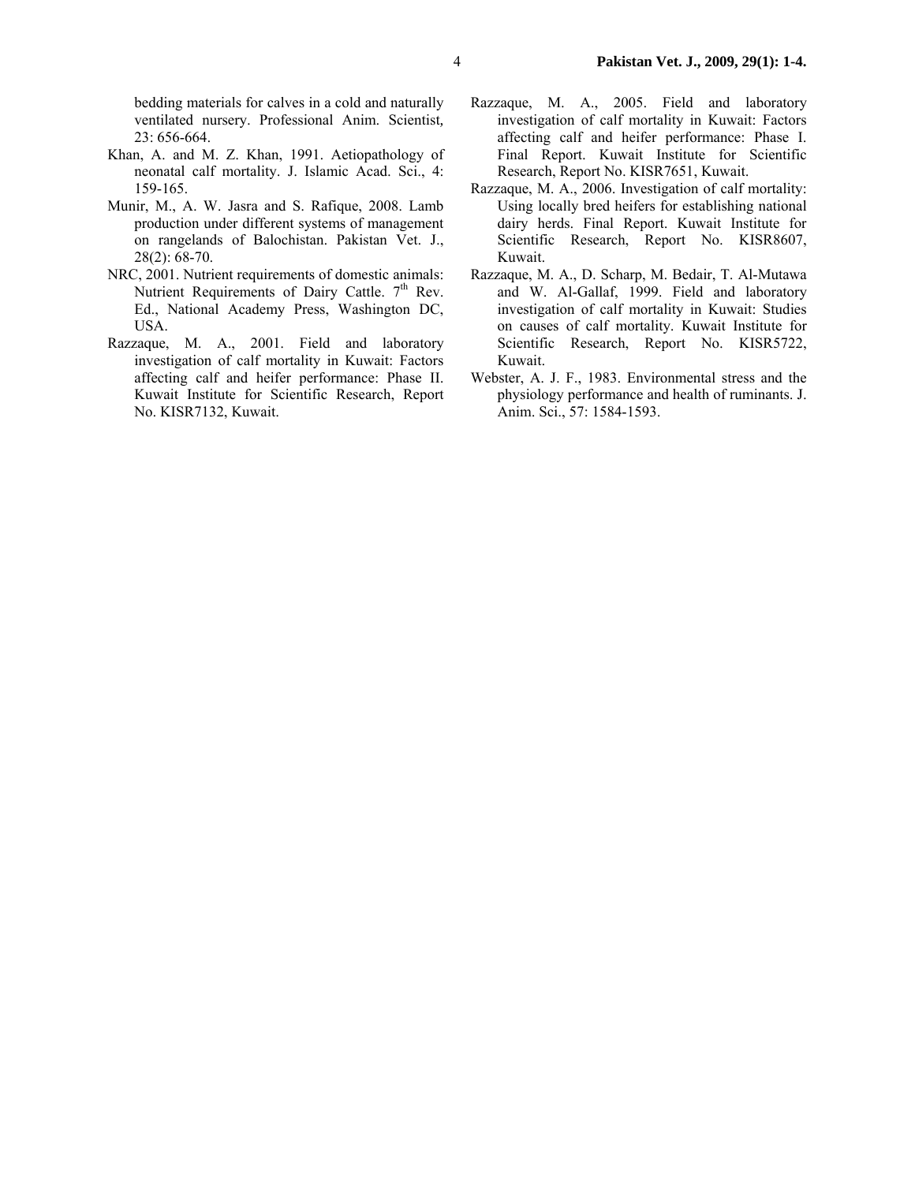bedding materials for calves in a cold and naturally ventilated nursery. Professional Anim. Scientist, 23: 656-664.

Khan, A. and M. Z. Khan, 1991. Aetiopathology of neonatal calf mortality. J. Islamic Acad. Sci., 4: 159-165.

Munir, M., A. W. Jasra and S. Rafique, 2008. Lamb production under different systems of management on rangelands of Balochistan. Pakistan Vet. J., 28(2): 68-70.

NRC, 2001. Nutrient requirements of domestic animals: Nutrient Requirements of Dairy Cattle. 7th Rev. Ed., National Academy Press, Washington DC, USA.

Razzaque, M. A., 2001. Field and laboratory investigation of calf mortality in Kuwait: Factors affecting calf and heifer performance: Phase II. Kuwait Institute for Scientific Research, Report No. KISR7132, Kuwait.

Razzaque, M. A., 2005. Field and laboratory investigation of calf mortality in Kuwait: Factors affecting calf and heifer performance: Phase I. Final Report. Kuwait Institute for Scientific Research, Report No. KISR7651, Kuwait.

Razzaque, M. A., 2006. Investigation of calf mortality: Using locally bred heifers for establishing national dairy herds. Final Report. Kuwait Institute for Scientific Research, Report No. KISR8607, Kuwait.

Razzaque, M. A., D. Scharp, M. Bedair, T. Al-Mutawa and W. Al-Gallaf, 1999. Field and laboratory investigation of calf mortality in Kuwait: Studies on causes of calf mortality. Kuwait Institute for Scientific Research, Report No. KISR5722, Kuwait.

Webster, A. J. F., 1983. Environmental stress and the physiology performance and health of ruminants. J. Anim. Sci., 57: 1584-1593.